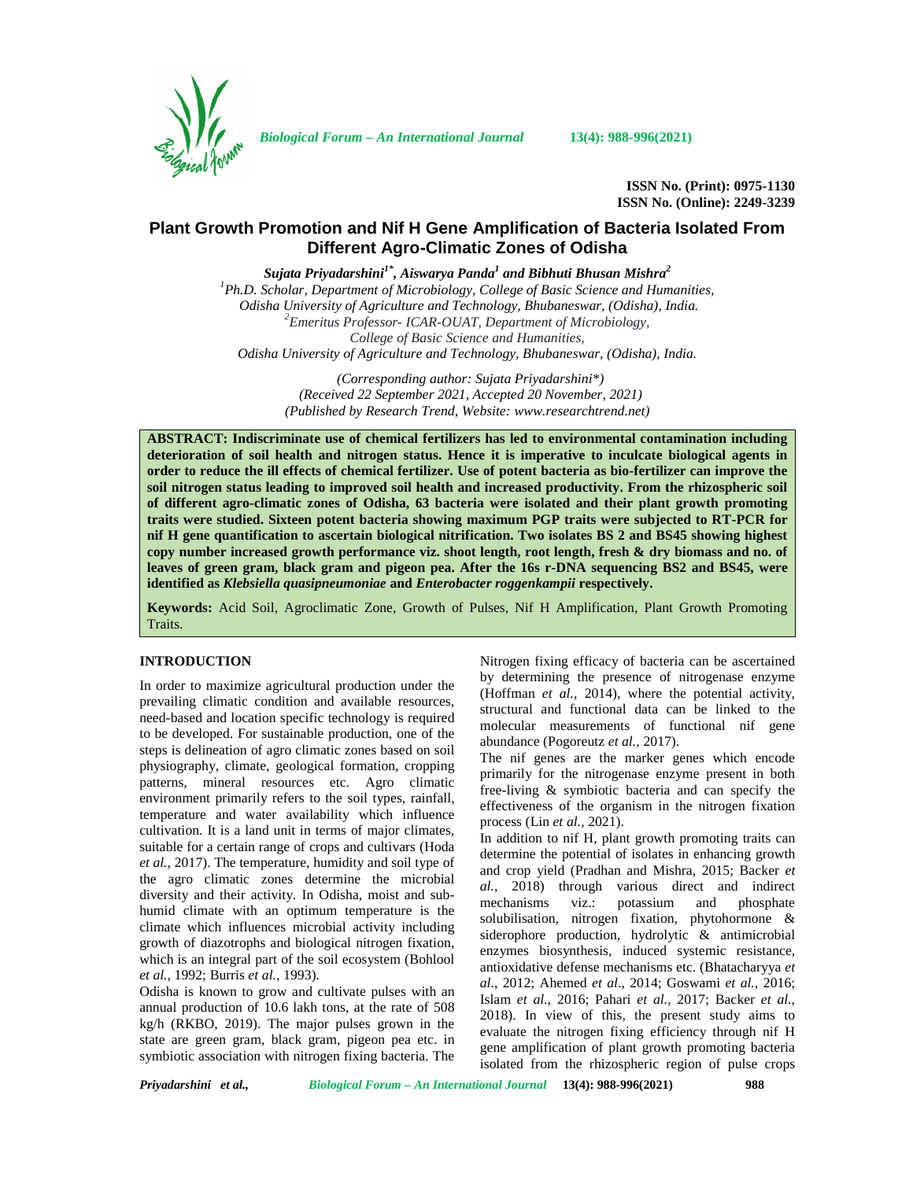# Plant Growth Promotion and Nif H Gene Amplification of Bacteria Isolated From Different Agro-Climatic Zones of Odisha

***Sujata Priyadarshini[1*], Aiswarya Panda[1] and Bibhuti Bhusan Mishra[2]***

*[1]Ph.D. Scholar, Department of Microbiology, College of Basic Science and Humanities, Odisha University of Agriculture and Technology, Bhubaneswar, (Odisha), India.*
*[2]Emeritus Professor- ICAR-OUAT, Department of Microbiology, College of Basic Science and Humanities, Odisha University of Agriculture and Technology, Bhubaneswar, (Odisha), India.*

*(Corresponding author: Sujata Priyadarshini\*)*
*(Received 22 September 2021, Accepted 20 November, 2021)*
*(Published by Research Trend, Website: www.researchtrend.net)*

**ABSTRACT: Indiscriminate use of chemical fertilizers has led to environmental contamination including deterioration of soil health and nitrogen status. Hence it is imperative to inculcate biological agents in order to reduce the ill effects of chemical fertilizer. Use of potent bacteria as bio-fertilizer can improve the soil nitrogen status leading to improved soil health and increased productivity. From the rhizospheric soil of different agro-climatic zones of Odisha, 63 bacteria were isolated and their plant growth promoting traits were studied. Sixteen potent bacteria showing maximum PGP traits were subjected to RT-PCR for nif H gene quantification to ascertain biological nitrification. Two isolates BS 2 and BS45 showing highest copy number increased growth performance viz. shoot length, root length, fresh & dry biomass and no. of leaves of green gram, black gram and pigeon pea. After the 16s r-DNA sequencing BS2 and BS45, were identified as *Klebsiella quasipneumoniae* and *Enterobacter roggenkampii* respectively.**

**Keywords:** Acid Soil, Agroclimatic Zone, Growth of Pulses, Nif H Amplification, Plant Growth Promoting Traits.

## INTRODUCTION

In order to maximize agricultural production under the prevailing climatic condition and available resources, need-based and location specific technology is required to be developed. For sustainable production, one of the steps is delineation of agro climatic zones based on soil physiography, climate, geological formation, cropping patterns, mineral resources etc. Agro climatic environment primarily refers to the soil types, rainfall, temperature and water availability which influence cultivation. It is a land unit in terms of major climates, suitable for a certain range of crops and cultivars (Hoda *et al.,* 2017). The temperature, humidity and soil type of the agro climatic zones determine the microbial diversity and their activity. In Odisha, moist and sub-humid climate with an optimum temperature is the climate which influences microbial activity including growth of diazotrophs and biological nitrogen fixation, which is an integral part of the soil ecosystem (Bohlool *et al.,* 1992; Burris *et al.,* 1993).

Odisha is known to grow and cultivate pulses with an annual production of 10.6 lakh tons, at the rate of 508 kg/h (RKBO, 2019). The major pulses grown in the state are green gram, black gram, pigeon pea etc. in symbiotic association with nitrogen fixing bacteria. The Nitrogen fixing efficacy of bacteria can be ascertained by determining the presence of nitrogenase enzyme (Hoffman *et al.,* 2014), where the potential activity, structural and functional data can be linked to the molecular measurements of functional nif gene abundance (Pogoreutz *et al.,* 2017).

The nif genes are the marker genes which encode primarily for the nitrogenase enzyme present in both free-living & symbiotic bacteria and can specify the effectiveness of the organism in the nitrogen fixation process (Lin *et al.,* 2021).

In addition to nif H, plant growth promoting traits can determine the potential of isolates in enhancing growth and crop yield (Pradhan and Mishra, 2015; Backer *et al.,* 2018) through various direct and indirect mechanisms viz.: potassium and phosphate solubilisation, nitrogen fixation, phytohormone & siderophore production, hydrolytic & antimicrobial enzymes biosynthesis, induced systemic resistance, antioxidative defense mechanisms etc. (Bhatacharyya *et al*., 2012; Ahemed *et al*., 2014; Goswami *et al.,* 2016; Islam *et al.,* 2016; Pahari *et al.,* 2017; Backer *et al.,* 2018). In view of this, the present study aims to evaluate the nitrogen fixing efficiency through nif H gene amplification of plant growth promoting bacteria isolated from the rhizospheric region of pulse crops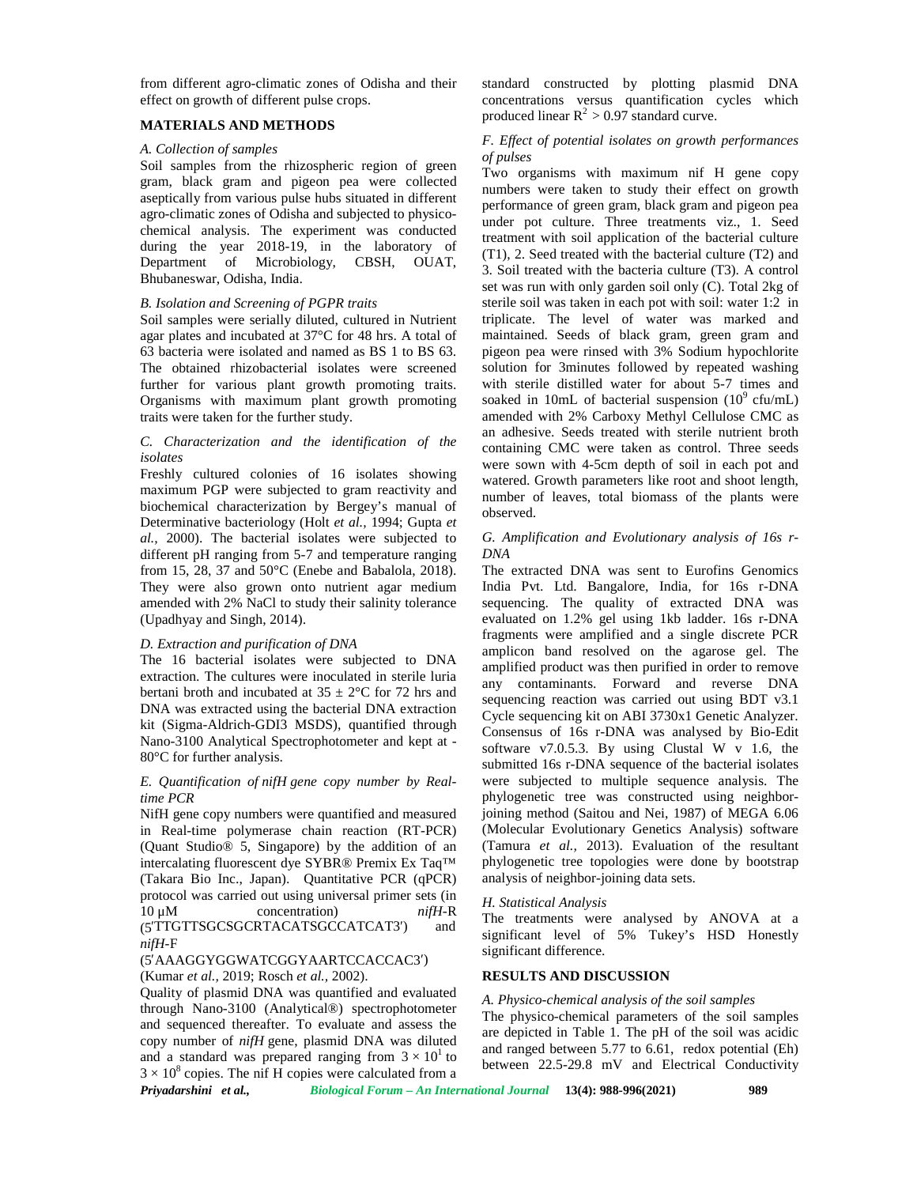from different agro-climatic zones of Odisha and their effect on growth of different pulse crops.

## MATERIALS AND METHODS

### *A. Collection of samples*

Soil samples from the rhizospheric region of green gram, black gram and pigeon pea were collected aseptically from various pulse hubs situated in different agro-climatic zones of Odisha and subjected to physico-chemical analysis. The experiment was conducted during the year 2018-19, in the laboratory of Department of Microbiology, CBSH, OUAT, Bhubaneswar, Odisha, India.

### *B. Isolation and Screening of PGPR traits*

Soil samples were serially diluted, cultured in Nutrient agar plates and incubated at 37°C for 48 hrs. A total of 63 bacteria were isolated and named as BS 1 to BS 63. The obtained rhizobacterial isolates were screened further for various plant growth promoting traits. Organisms with maximum plant growth promoting traits were taken for the further study.

### *C. Characterization and the identification of the isolates*

Freshly cultured colonies of 16 isolates showing maximum PGP were subjected to gram reactivity and biochemical characterization by Bergey's manual of Determinative bacteriology (Holt *et al.,* 1994; Gupta *et al.,* 2000). The bacterial isolates were subjected to different pH ranging from 5-7 and temperature ranging from 15, 28, 37 and 50°C (Enebe and Babalola, 2018). They were also grown onto nutrient agar medium amended with 2% NaCl to study their salinity tolerance (Upadhyay and Singh, 2014).

### *D. Extraction and purification of DNA*

The 16 bacterial isolates were subjected to DNA extraction. The cultures were inoculated in sterile luria bertani broth and incubated at $35 \pm 2$°C for 72 hrs and DNA was extracted using the bacterial DNA extraction kit (Sigma-Aldrich-GDI3 MSDS), quantified through Nano-3100 Analytical Spectrophotometer and kept at -80°C for further analysis.

### *E. Quantification of nifH gene copy number by Real-time PCR*

NifH gene copy numbers were quantified and measured in Real-time polymerase chain reaction (RT-PCR) (Quant Studio® 5, Singapore) by the addition of an intercalating fluorescent dye SYBR® Premix Ex Taq™ (Takara Bio Inc., Japan). Quantitative PCR (qPCR) protocol was carried out using universal primer sets (in 10 µM concentration) *nifH*-R (5′TTGTTSGCSGCRTACATSGCCATCAT3′) and *nifH*-F (5′AAAGGYGGWATCGGYAARTCCACCAC3′) (Kumar *et al.,* 2019; Rosch *et al.,* 2002).

Quality of plasmid DNA was quantified and evaluated through Nano-3100 (Analytical®) spectrophotometer and sequenced thereafter. To evaluate and assess the copy number of *nifH* gene, plasmid DNA was diluted and a standard was prepared ranging from $3 \times 10^1$ to $3 \times 10^8$ copies. The nif H copies were calculated from a standard constructed by plotting plasmid DNA concentrations versus quantification cycles which produced linear $R^2 > 0.97$ standard curve.

### *F. Effect of potential isolates on growth performances of pulses*

Two organisms with maximum nif H gene copy numbers were taken to study their effect on growth performance of green gram, black gram and pigeon pea under pot culture. Three treatments viz., 1. Seed treatment with soil application of the bacterial culture (T1), 2. Seed treated with the bacterial culture (T2) and 3. Soil treated with the bacteria culture (T3). A control set was run with only garden soil only (C). Total 2kg of sterile soil was taken in each pot with soil: water 1:2 in triplicate. The level of water was marked and maintained. Seeds of black gram, green gram and pigeon pea were rinsed with 3% Sodium hypochlorite solution for 3minutes followed by repeated washing with sterile distilled water for about 5-7 times and soaked in 10mL of bacterial suspension ($10^9$ cfu/mL) amended with 2% Carboxy Methyl Cellulose CMC as an adhesive. Seeds treated with sterile nutrient broth containing CMC were taken as control. Three seeds were sown with 4-5cm depth of soil in each pot and watered. Growth parameters like root and shoot length, number of leaves, total biomass of the plants were observed.

### *G. Amplification and Evolutionary analysis of 16s r-DNA*

The extracted DNA was sent to Eurofins Genomics India Pvt. Ltd. Bangalore, India, for 16s r-DNA sequencing. The quality of extracted DNA was evaluated on 1.2% gel using 1kb ladder. 16s r-DNA fragments were amplified and a single discrete PCR amplicon band resolved on the agarose gel. The amplified product was then purified in order to remove any contaminants. Forward and reverse DNA sequencing reaction was carried out using BDT v3.1 Cycle sequencing kit on ABI 3730x1 Genetic Analyzer. Consensus of 16s r-DNA was analysed by Bio-Edit software v7.0.5.3. By using Clustal W v 1.6, the submitted 16s r-DNA sequence of the bacterial isolates were subjected to multiple sequence analysis. The phylogenetic tree was constructed using neighbor-joining method (Saitou and Nei, 1987) of MEGA 6.06 (Molecular Evolutionary Genetics Analysis) software (Tamura *et al.,* 2013). Evaluation of the resultant phylogenetic tree topologies were done by bootstrap analysis of neighbor-joining data sets.

### *H. Statistical Analysis*

The treatments were analysed by ANOVA at a significant level of 5% Tukey's HSD Honestly significant difference.

## RESULTS AND DISCUSSION

### *A. Physico-chemical analysis of the soil samples*

The physico-chemical parameters of the soil samples are depicted in Table 1. The pH of the soil was acidic and ranged between 5.77 to 6.61, redox potential (Eh) between 22.5-29.8 mV and Electrical Conductivity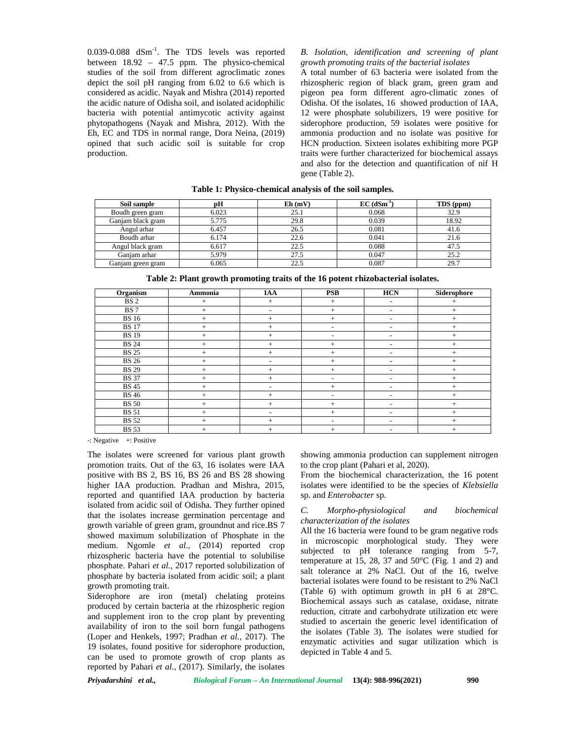0.039-0.088 $dSm^{-1}$. The TDS levels was reported between 18.92 – 47.5 ppm. The physico-chemical studies of the soil from different agroclimatic zones depict the soil pH ranging from 6.02 to 6.6 which is considered as acidic. Nayak and Mishra (2014) reported the acidic nature of Odisha soil, and isolated acidophilic bacteria with potential antimycotic activity against phytopathogens (Nayak and Mishra, 2012). With the Eh, EC and TDS in normal range, Dora Neina, (2019) opined that such acidic soil is suitable for crop production.

*B. Isolation, identification and screening of plant growth promoting traits of the bacterial isolates*

A total number of 63 bacteria were isolated from the rhizospheric region of black gram, green gram and pigeon pea form different agro-climatic zones of Odisha. Of the isolates, 16 showed production of IAA, 12 were phosphate solubilizers, 19 were positive for siderophore production, 59 isolates were positive for ammonia production and no isolate was positive for HCN production. Sixteen isolates exhibiting more PGP traits were further characterized for biochemical assays and also for the detection and quantification of nif H gene (Table 2).

**Table 1: Physico-chemical analysis of the soil samples.**

| Soil sample | pH | Eh (mV) | EC ($dSm^{-1}$) | TDS (ppm) |
|---|---|---|---|---|
| Boudh green gram | 6.023 | 25.1 | 0.068 | 32.9 |
| Ganjam black gram | 5.775 | 29.8 | 0.039 | 18.92 |
| Angul arhar | 6.457 | 26.5 | 0.081 | 41.6 |
| Boudh arhar | 6.174 | 22.6 | 0.041 | 21.6 |
| Angul black gram | 6.617 | 22.5 | 0.088 | 47.5 |
| Ganjam arhar | 5.979 | 27.5 | 0.047 | 25.2 |
| Ganjam green gram | 6.065 | 22.5 | 0.087 | 29.7 |

**Table 2: Plant growth promoting traits of the 16 potent rhizobacterial isolates.**

| Organism | Ammonia | IAA | PSB | HCN | Siderophore |
|---|---|---|---|---|---|
| BS 2 | + | + | + | - | + |
| BS 7 | + | - | + | - | + |
| BS 16 | + | + | + | - | + |
| BS 17 | + | + | - | - | + |
| BS 19 | + | + | - | - | + |
| BS 24 | + | + | + | - | + |
| BS 25 | + | + | + | - | + |
| BS 26 | + | - | + | - | + |
| BS 29 | + | + | + | - | + |
| BS 37 | + | + | - | - | + |
| BS 45 | + | - | + | - | + |
| BS 46 | + | + | - | - | + |
| BS 50 | + | + | + | - | + |
| BS 51 | + | - | + | - | + |
| BS 52 | + | + | - | - | + |
| BS 53 | + | + | + | - | + |

-: Negative +: Positive

The isolates were screened for various plant growth promotion traits. Out of the 63, 16 isolates were IAA positive with BS 2, BS 16, BS 26 and BS 28 showing higher IAA production. Pradhan and Mishra, 2015, reported and quantified IAA production by bacteria isolated from acidic soil of Odisha. They further opined that the isolates increase germination percentage and growth variable of green gram, groundnut and rice.BS 7 showed maximum solubilization of Phosphate in the medium. Ngomle *et al.,* (2014) reported crop rhizospheric bacteria have the potential to solubilise phosphate. Pahari *et al.,* 2017 reported solubilization of phosphate by bacteria isolated from acidic soil; a plant growth promoting trait.

Siderophore are iron (metal) chelating proteins produced by certain bacteria at the rhizospheric region and supplement iron to the crop plant by preventing availability of iron to the soil born fungal pathogens (Loper and Henkels, 1997; Pradhan *et al.,* 2017). The 19 isolates, found positive for siderophore production, can be used to promote growth of crop plants as reported by Pahari *et al.*, (2017). Similarly, the isolates showing ammonia production can supplement nitrogen to the crop plant (Pahari et al, 2020).

From the biochemical characterization, the 16 potent isolates were identified to be the species of *Klebsiella* sp. and *Enterobacter* sp.

*C. Morpho-physiological and biochemical characterization of the isolates*

All the 16 bacteria were found to be gram negative rods in microscopic morphological study. They were subjected to pH tolerance ranging from 5-7, temperature at 15, 28, 37 and 50°C (Fig. 1 and 2) and salt tolerance at 2% NaCl. Out of the 16, twelve bacterial isolates were found to be resistant to 2% NaCl (Table 6) with optimum growth in pH 6 at 28°C. Biochemical assays such as catalase, oxidase, nitrate reduction, citrate and carbohydrate utilization etc were studied to ascertain the generic level identification of the isolates (Table 3). The isolates were studied for enzymatic activities and sugar utilization which is depicted in Table 4 and 5.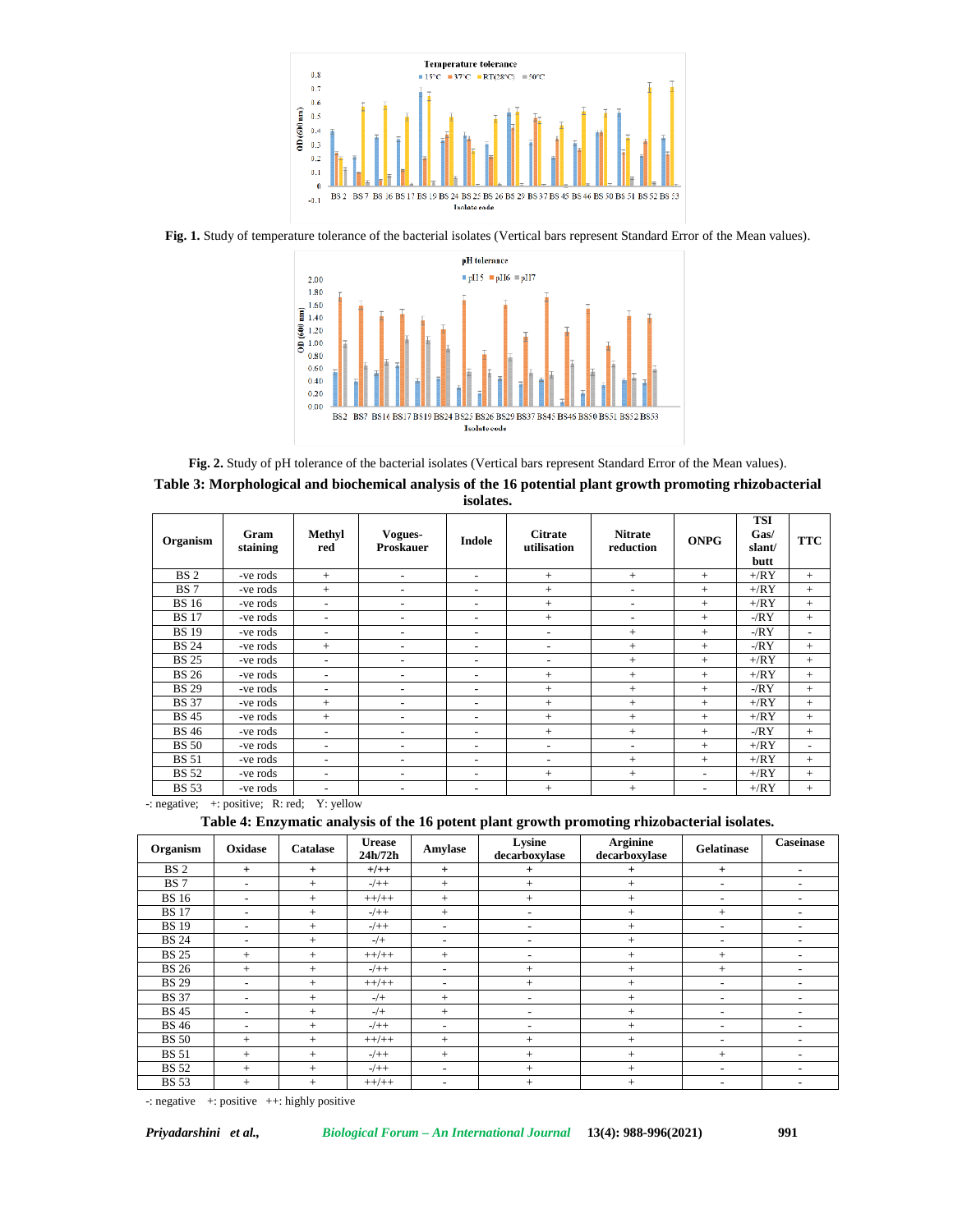**Fig. 1.** Study of temperature tolerance of the bacterial isolates (Vertical bars represent Standard Error of the Mean values).

**Fig. 2.** Study of pH tolerance of the bacterial isolates (Vertical bars represent Standard Error of the Mean values).

**Table 3: Morphological and biochemical analysis of the 16 potential plant growth promoting rhizobacterial isolates.**

| Organism | Gram staining | Methyl red | Vogues-Proskauer | Indole | Citrate utilisation | Nitrate reduction | ONPG | TSI Gas/ slant/ butt | TTC |
|---|---|---|---|---|---|---|---|---|---|
| BS 2 | -ve rods | + | - | - | + | + | + | +/RY | + |
| BS 7 | -ve rods | + | - | - | + | - | + | +/RY | + |
| BS 16 | -ve rods | - | - | - | + | - | + | +/RY | + |
| BS 17 | -ve rods | - | - | - | + | - | + | -/RY | + |
| BS 19 | -ve rods | - | - | - | - | + | + | -/RY | - |
| BS 24 | -ve rods | + | - | - | - | + | + | -/RY | + |
| BS 25 | -ve rods | - | - | - | - | + | + | +/RY | + |
| BS 26 | -ve rods | - | - | - | + | + | + | +/RY | + |
| BS 29 | -ve rods | - | - | - | + | + | + | -/RY | + |
| BS 37 | -ve rods | + | - | - | + | + | + | +/RY | + |
| BS 45 | -ve rods | + | - | - | + | + | + | +/RY | + |
| BS 46 | -ve rods | - | - | - | + | + | + | -/RY | + |
| BS 50 | -ve rods | - | - | - | - | - | + | +/RY | - |
| BS 51 | -ve rods | - | - | - | - | + | + | +/RY | + |
| BS 52 | -ve rods | - | - | - | + | + | - | +/RY | + |
| BS 53 | -ve rods | - | - | - | + | + | - | +/RY | + |

-: negative; +: positive; R: red; Y: yellow

**Table 4: Enzymatic analysis of the 16 potent plant growth promoting rhizobacterial isolates.**

| Organism | Oxidase | Catalase | Urease 24h/72h | Amylase | Lysine decarboxylase | Arginine decarboxylase | Gelatinase | Caseinase |
|---|---|---|---|---|---|---|---|---|
| BS 2 | + | + | +/++ | + | + | + | + | - |
| BS 7 | - | + | -/++ | + | + | + | - | - |
| BS 16 | - | + | ++/++ | + | + | + | - | - |
| BS 17 | - | + | -/++ | + | - | + | + | - |
| BS 19 | - | + | -/++ | - | - | + | - | - |
| BS 24 | - | + | -/+ | - | - | + | - | - |
| BS 25 | + | + | ++/++ | + | - | + | + | - |
| BS 26 | + | + | -/++ | - | + | + | + | - |
| BS 29 | - | + | ++/++ | - | + | + | - | - |
| BS 37 | - | + | -/+ | + | - | + | - | - |
| BS 45 | - | + | -/+ | + | - | + | - | - |
| BS 46 | - | + | -/++ | - | - | + | - | - |
| BS 50 | + | + | ++/++ | + | + | + | - | - |
| BS 51 | + | + | -/++ | + | + | + | + | - |
| BS 52 | + | + | -/++ | - | + | + | - | - |
| BS 53 | + | + | ++/++ | - | + | + | - | - |

-: negative +: positive ++: highly positive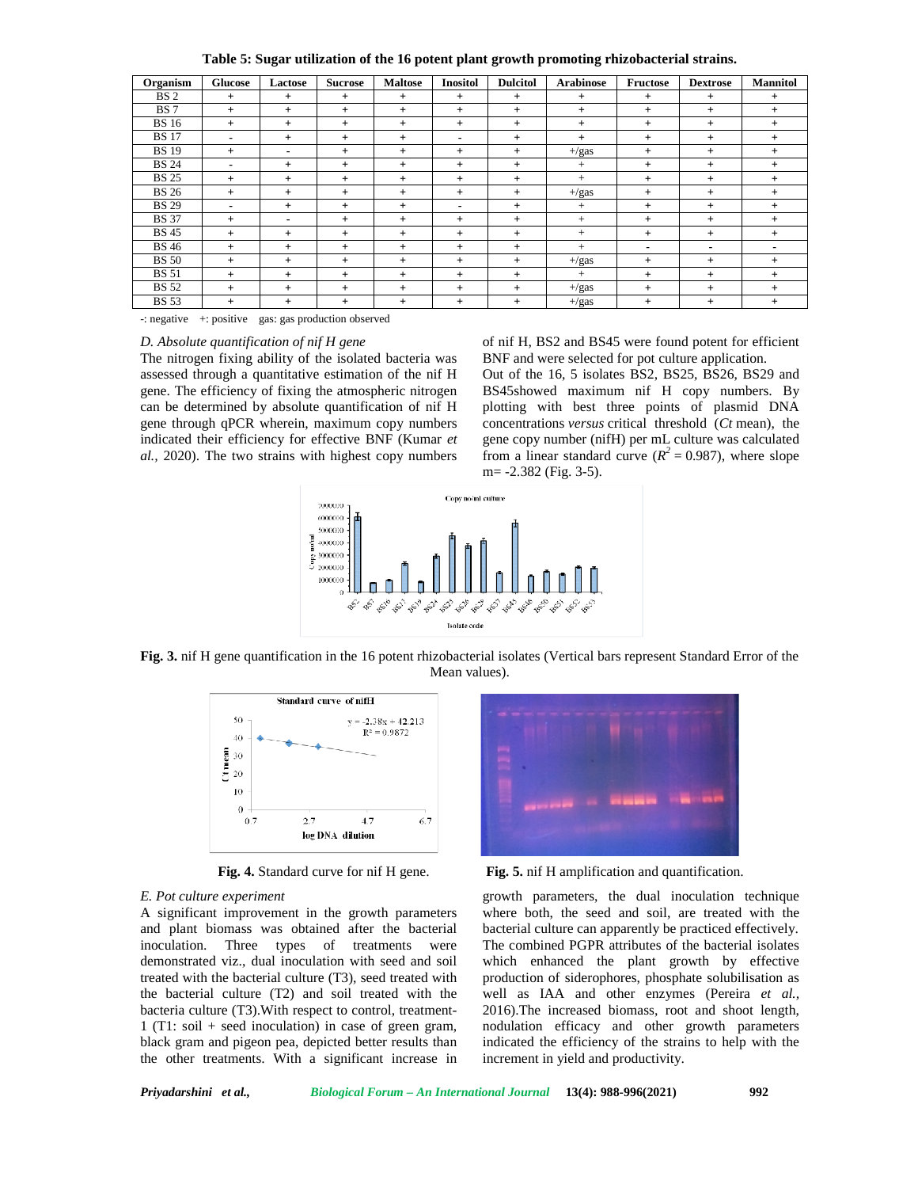**Table 5: Sugar utilization of the 16 potent plant growth promoting rhizobacterial strains.**

| Organism | Glucose | Lactose | Sucrose | Maltose | Inositol | Dulcitol | Arabinose | Fructose | Dextrose | Mannitol |
|---|---|---|---|---|---|---|---|---|---|---|
| BS 2 | + | + | + | + | + | + | + | + | + | + |
| BS 7 | + | + | + | + | + | + | + | + | + | + |
| BS 16 | + | + | + | + | + | + | + | + | + | + |
| BS 17 | - | + | + | + | - | + | + | + | + | + |
| BS 19 | + | - | + | + | + | + | +/gas | + | + | + |
| BS 24 | - | + | + | + | + | + | + | + | + | + |
| BS 25 | + | + | + | + | + | + | + | + | + | + |
| BS 26 | + | + | + | + | + | + | +/gas | + | + | + |
| BS 29 | - | + | + | + | - | + | + | + | + | + |
| BS 37 | + | - | + | + | + | + | + | + | + | + |
| BS 45 | + | + | + | + | + | + | + | + | + | + |
| BS 46 | + | + | + | + | + | + | + | - | - | - |
| BS 50 | + | + | + | + | + | + | +/gas | + | + | + |
| BS 51 | + | + | + | + | + | + | + | + | + | + |
| BS 52 | + | + | + | + | + | + | +/gas | + | + | + |
| BS 53 | + | + | + | + | + | + | +/gas | + | + | + |

-: negative +: positive gas: gas production observed

*D. Absolute quantification of nif H gene*

The nitrogen fixing ability of the isolated bacteria was assessed through a quantitative estimation of the nif H gene. The efficiency of fixing the atmospheric nitrogen can be determined by absolute quantification of nif H gene through qPCR wherein, maximum copy numbers indicated their efficiency for effective BNF (Kumar *et al.,* 2020). The two strains with highest copy numbers of nif H, BS2 and BS45 were found potent for efficient BNF and were selected for pot culture application.

Out of the 16, 5 isolates BS2, BS25, BS26, BS29 and BS45showed maximum nif H copy numbers. By plotting with best three points of plasmid DNA concentrations *versus* critical threshold (*Ct* mean), the gene copy number (nifH) per mL culture was calculated from a linear standard curve ($R^2 = 0.987$), where slope m= -2.382 (Fig. 3-5).

**Fig. 3.** nif H gene quantification in the 16 potent rhizobacterial isolates (Vertical bars represent Standard Error of the Mean values).

**Fig. 4.** Standard curve for nif H gene.

**Fig. 5.** nif H amplification and quantification.

*E. Pot culture experiment*

A significant improvement in the growth parameters and plant biomass was obtained after the bacterial inoculation. Three types of treatments were demonstrated viz., dual inoculation with seed and soil treated with the bacterial culture (T3), seed treated with the bacterial culture (T2) and soil treated with the bacteria culture (T3).With respect to control, treatment-1 (T1: soil + seed inoculation) in case of green gram, black gram and pigeon pea, depicted better results than the other treatments. With a significant increase in growth parameters, the dual inoculation technique where both, the seed and soil, are treated with the bacterial culture can apparently be practiced effectively. The combined PGPR attributes of the bacterial isolates which enhanced the plant growth by effective production of siderophores, phosphate solubilisation as well as IAA and other enzymes (Pereira *et al.,* 2016).The increased biomass, root and shoot length, nodulation efficacy and other growth parameters indicated the efficiency of the strains to help with the increment in yield and productivity.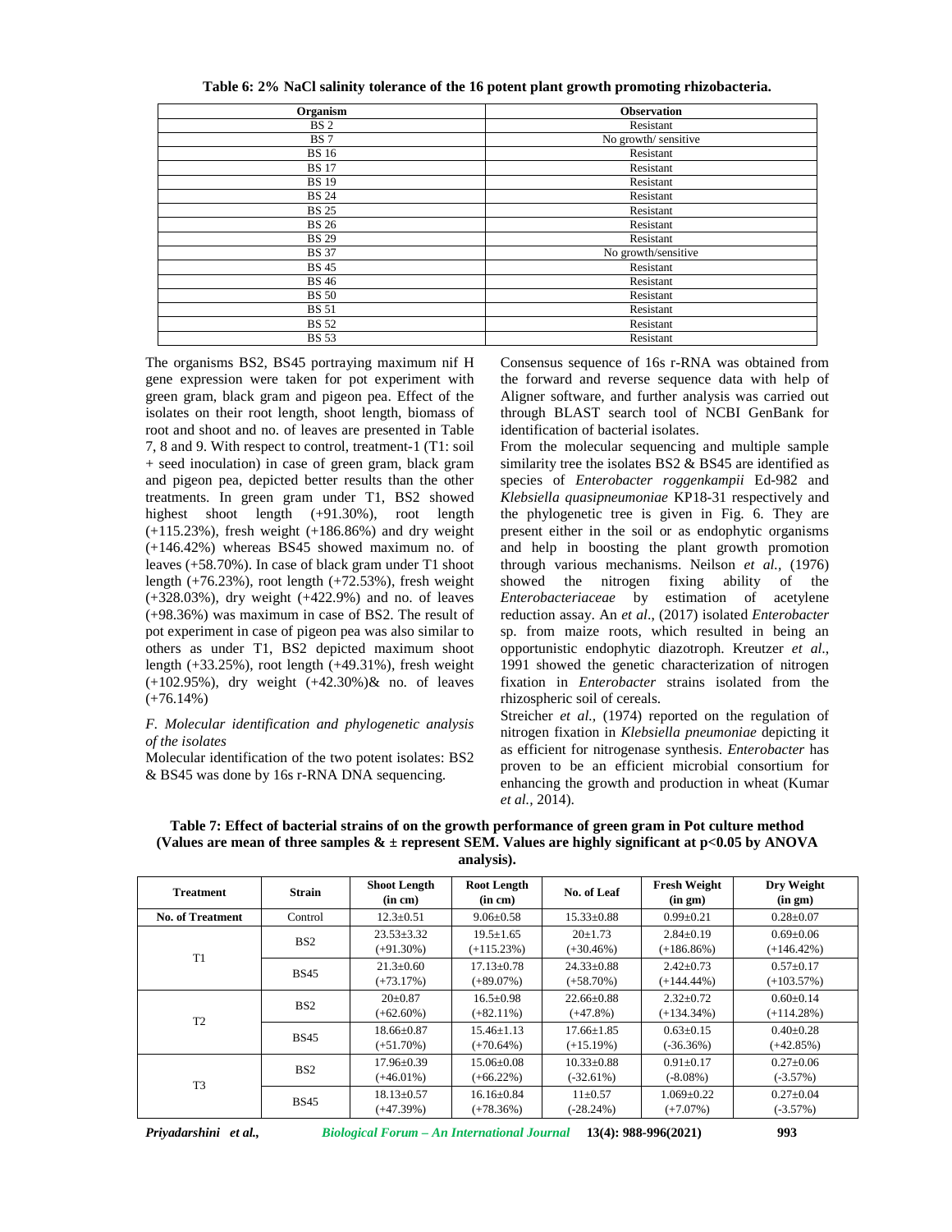**Table 6: 2% NaCl salinity tolerance of the 16 potent plant growth promoting rhizobacteria.**

| Organism | Observation |
|---|---|
| BS 2 | Resistant |
| BS 7 | No growth/ sensitive |
| BS 16 | Resistant |
| BS 17 | Resistant |
| BS 19 | Resistant |
| BS 24 | Resistant |
| BS 25 | Resistant |
| BS 26 | Resistant |
| BS 29 | Resistant |
| BS 37 | No growth/sensitive |
| BS 45 | Resistant |
| BS 46 | Resistant |
| BS 50 | Resistant |
| BS 51 | Resistant |
| BS 52 | Resistant |
| BS 53 | Resistant |

The organisms BS2, BS45 portraying maximum nif H gene expression were taken for pot experiment with green gram, black gram and pigeon pea. Effect of the isolates on their root length, shoot length, biomass of root and shoot and no. of leaves are presented in Table 7, 8 and 9. With respect to control, treatment-1 (T1: soil + seed inoculation) in case of green gram, black gram and pigeon pea, depicted better results than the other treatments. In green gram under T1, BS2 showed highest shoot length (+91.30%), root length (+115.23%), fresh weight (+186.86%) and dry weight (+146.42%) whereas BS45 showed maximum no. of leaves (+58.70%). In case of black gram under T1 shoot length (+76.23%), root length (+72.53%), fresh weight (+328.03%), dry weight (+422.9%) and no. of leaves (+98.36%) was maximum in case of BS2. The result of pot experiment in case of pigeon pea was also similar to others as under T1, BS2 depicted maximum shoot length (+33.25%), root length (+49.31%), fresh weight (+102.95%), dry weight (+42.30%)& no. of leaves (+76.14%)

### *F. Molecular identification and phylogenetic analysis of the isolates*

Molecular identification of the two potent isolates: BS2 & BS45 was done by 16s r-RNA DNA sequencing.

Consensus sequence of 16s r-RNA was obtained from the forward and reverse sequence data with help of Aligner software, and further analysis was carried out through BLAST search tool of NCBI GenBank for identification of bacterial isolates.

From the molecular sequencing and multiple sample similarity tree the isolates BS2 & BS45 are identified as species of *Enterobacter roggenkampii* Ed-982 and *Klebsiella quasipneumoniae* KP18-31 respectively and the phylogenetic tree is given in Fig. 6. They are present either in the soil or as endophytic organisms and help in boosting the plant growth promotion through various mechanisms. Neilson *et al.*, (1976) showed the nitrogen fixing ability of the *Enterobacteriaceae* by estimation of acetylene reduction assay. An *et al*., (2017) isolated *Enterobacter* sp. from maize roots, which resulted in being an opportunistic endophytic diazotroph. Kreutzer *et al*., 1991 showed the genetic characterization of nitrogen fixation in *Enterobacter* strains isolated from the rhizospheric soil of cereals.

Streicher *et al.*, (1974) reported on the regulation of nitrogen fixation in *Klebsiella pneumoniae* depicting it as efficient for nitrogenase synthesis. *Enterobacter* has proven to be an efficient microbial consortium for enhancing the growth and production in wheat (Kumar *et al.*, 2014).

**Table 7: Effect of bacterial strains of on the growth performance of green gram in Pot culture method (Values are mean of three samples & ± represent SEM. Values are highly significant at p<0.05 by ANOVA analysis).**

| Treatment | Strain | Shoot Length (in cm) | Root Length (in cm) | No. of Leaf | Fresh Weight (in gm) | Dry Weight (in gm) |
|---|---|---|---|---|---|---|
| **No. of Treatment** | Control | 12.3±0.51 | 9.06±0.58 | 15.33±0.88 | 0.99±0.21 | 0.28±0.07 |
| T1 | BS2 | 23.53±3.32 (+91.30%) | 19.5±1.65 (+115.23%) | 20±1.73 (+30.46%) | 2.84±0.19 (+186.86%) | 0.69±0.06 (+146.42%) |
| | BS45 | 21.3±0.60 (+73.17%) | 17.13±0.78 (+89.07%) | 24.33±0.88 (+58.70%) | 2.42±0.73 (+144.44%) | 0.57±0.17 (+103.57%) |
| T2 | BS2 | 20±0.87 (+62.60%) | 16.5±0.98 (+82.11%) | 22.66±0.88 (+47.8%) | 2.32±0.72 (+134.34%) | 0.60±0.14 (+114.28%) |
| | BS45 | 18.66±0.87 (+51.70%) | 15.46±1.13 (+70.64%) | 17.66±1.85 (+15.19%) | 0.63±0.15 (-36.36%) | 0.40±0.28 (+42.85%) |
| T3 | BS2 | 17.96±0.39 (+46.01%) | 15.06±0.08 (+66.22%) | 10.33±0.88 (-32.61%) | 0.91±0.17 (-8.08%) | 0.27±0.06 (-3.57%) |
| | BS45 | 18.13±0.57 (+47.39%) | 16.16±0.84 (+78.36%) | 11±0.57 (-28.24%) | 1.069±0.22 (+7.07%) | 0.27±0.04 (-3.57%) |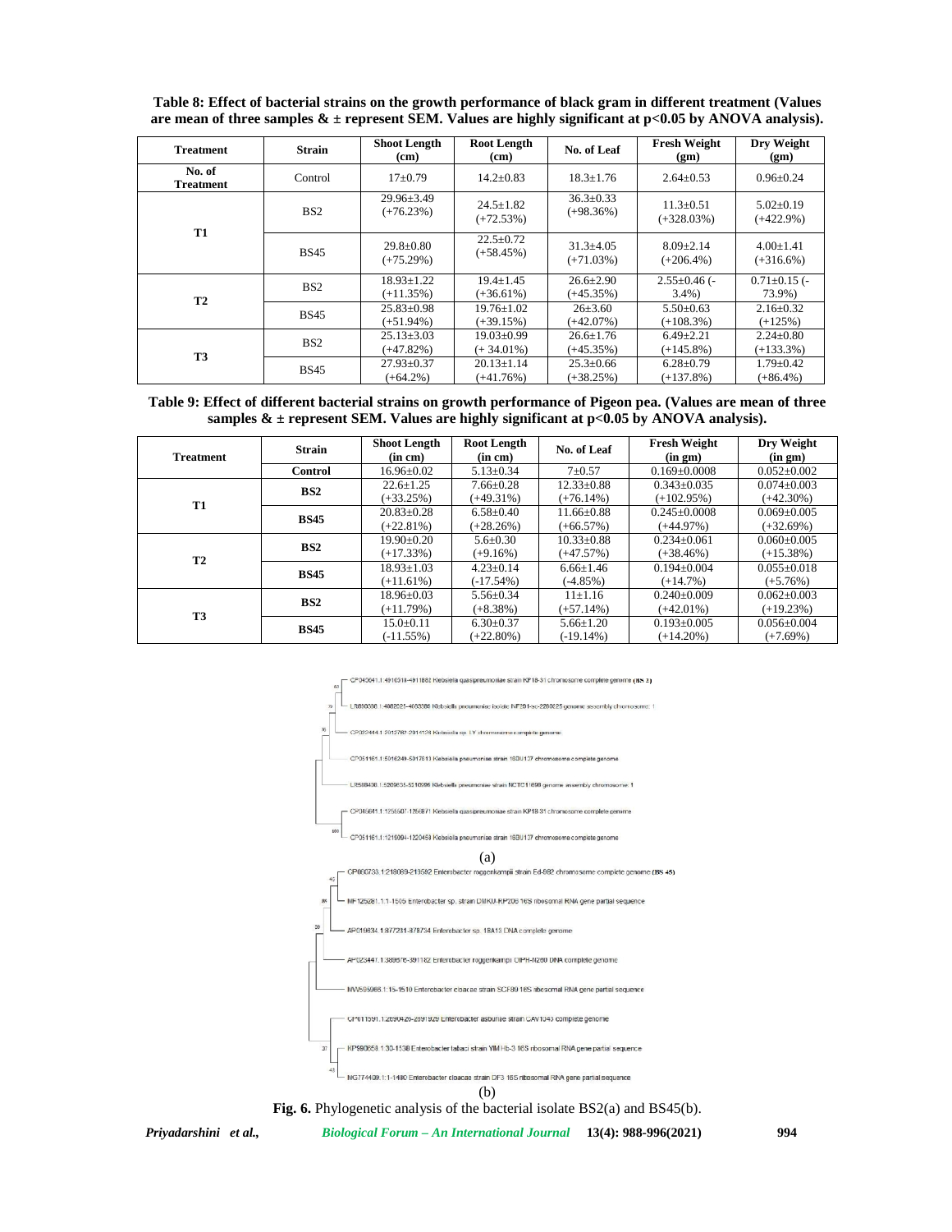**Table 8: Effect of bacterial strains on the growth performance of black gram in different treatment (Values are mean of three samples & ± represent SEM. Values are highly significant at $p<0.05$ by ANOVA analysis).**

| Treatment | Strain | Shoot Length (cm) | Root Length (cm) | No. of Leaf | Fresh Weight (gm) | Dry Weight (gm) |
|---|---|---|---|---|---|---|
| No. of Treatment | Control | 17±0.79 | 14.2±0.83 | 18.3±1.76 | 2.64±0.53 | 0.96±0.24 |
| T1 | BS2 | 29.96±3.49 (+76.23%) | 24.5±1.82 (+72.53%) | 36.3±0.33 (+98.36%) | 11.3±0.51 (+328.03%) | 5.02±0.19 (+422.9%) |
| | BS45 | 29.8±0.80 (+75.29%) | 22.5±0.72 (+58.45%) | 31.3±4.05 (+71.03%) | 8.09±2.14 (+206.4%) | 4.00±1.41 (+316.6%) |
| T2 | BS2 | 18.93±1.22 (+11.35%) | 19.4±1.45 (+36.61%) | 26.6±2.90 (+45.35%) | 2.55±0.46 (-3.4%) | 0.71±0.15 (-73.9%) |
| | BS45 | 25.83±0.98 (+51.94%) | 19.76±1.02 (+39.15%) | 26±3.60 (+42.07%) | 5.50±0.63 (+108.3%) | 2.16±0.32 (+125%) |
| T3 | BS2 | 25.13±3.03 (+47.82%) | 19.03±0.99 (+ 34.01%) | 26.6±1.76 (+45.35%) | 6.49±2.21 (+145.8%) | 2.24±0.80 (+133.3%) |
| | BS45 | 27.93±0.37 (+64.2%) | 20.13±1.14 (+41.76%) | 25.3±0.66 (+38.25%) | 6.28±0.79 (+137.8%) | 1.79±0.42 (+86.4%) |

**Table 9: Effect of different bacterial strains on growth performance of Pigeon pea. (Values are mean of three samples & ± represent SEM. Values are highly significant at $p<0.05$ by ANOVA analysis).**

| Treatment | Strain | Shoot Length (in cm) | Root Length (in cm) | No. of Leaf | Fresh Weight (in gm) | Dry Weight (in gm) |
|---|---|---|---|---|---|---|
| | **Control** | 16.96±0.02 | 5.13±0.34 | 7±0.57 | 0.169±0.0008 | 0.052±0.002 |
| T1 | **BS2** | 22.6±1.25 (+33.25%) | 7.66±0.28 (+49.31%) | 12.33±0.88 (+76.14%) | 0.343±0.035 (+102.95%) | 0.074±0.003 (+42.30%) |
| | **BS45** | 20.83±0.28 (+22.81%) | 6.58±0.40 (+28.26%) | 11.66±0.88 (+66.57%) | 0.245±0.0008 (+44.97%) | 0.069±0.005 (+32.69%) |
| T2 | **BS2** | 19.90±0.20 (+17.33%) | 5.6±0.30 (+9.16%) | 10.33±0.88 (+47.57%) | 0.234±0.061 (+38.46%) | 0.060±0.005 (+15.38%) |
| | **BS45** | 18.93±1.03 (+11.61%) | 4.23±0.14 (-17.54%) | 6.66±1.46 (-4.85%) | 0.194±0.004 (+14.7%) | 0.055±0.018 (+5.76%) |
| T3 | **BS2** | 18.96±0.03 (+11.79%) | 5.56±0.34 (+8.38%) | 11±1.16 (+57.14%) | 0.240±0.009 (+42.01%) | 0.062±0.003 (+19.23%) |
| | **BS45** | 15.0±0.11 (-11.55%) | 6.30±0.37 (+22.80%) | 5.66±1.20 (-19.14%) | 0.193±0.005 (+14.20%) | 0.056±0.004 (+7.69%) |

(a)

(b)

**Fig. 6.** Phylogenetic analysis of the bacterial isolate BS2(a) and BS45(b).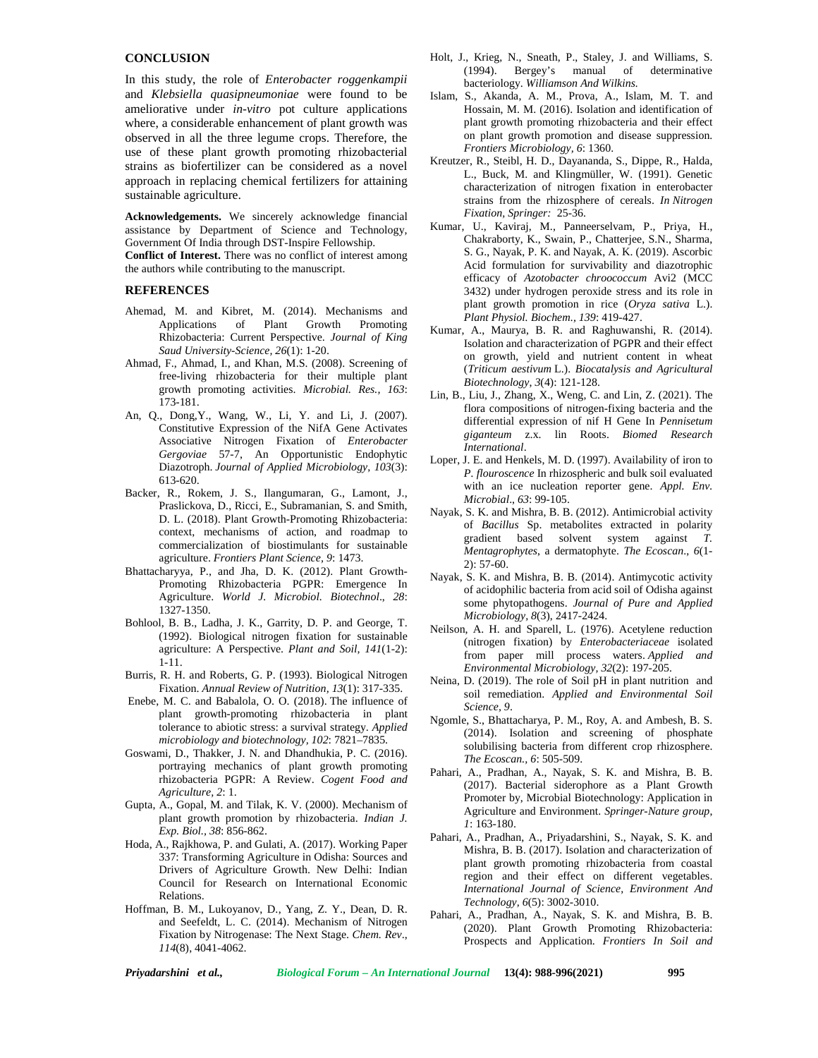## CONCLUSION

In this study, the role of *Enterobacter roggenkampii* and *Klebsiella quasipneumoniae* were found to be ameliorative under *in-vitro* pot culture applications where, a considerable enhancement of plant growth was observed in all the three legume crops. Therefore, the use of these plant growth promoting rhizobacterial strains as biofertilizer can be considered as a novel approach in replacing chemical fertilizers for attaining sustainable agriculture.

**Acknowledgements.** We sincerely acknowledge financial assistance by Department of Science and Technology, Government Of India through DST-Inspire Fellowship.

**Conflict of Interest.** There was no conflict of interest among the authors while contributing to the manuscript.

## REFERENCES

Ahemad, M. and Kibret, M. (2014). Mechanisms and Applications of Plant Growth Promoting Rhizobacteria: Current Perspective. *Journal of King Saud University-Science, 26*(1): 1-20.

Ahmad, F., Ahmad, I., and Khan, M.S. (2008). Screening of free-living rhizobacteria for their multiple plant growth promoting activities. *Microbial. Res., 163*: 173-181.

An, Q., Dong,Y., Wang, W., Li, Y. and Li, J. (2007). Constitutive Expression of the NifA Gene Activates Associative Nitrogen Fixation of *Enterobacter Gergoviae* 57-7, An Opportunistic Endophytic Diazotroph. *Journal of Applied Microbiology, 103*(3): 613-620.

Backer, R., Rokem, J. S., Ilangumaran, G., Lamont, J., Praslickova, D., Ricci, E., Subramanian, S. and Smith, D. L. (2018). Plant Growth-Promoting Rhizobacteria: context, mechanisms of action, and roadmap to commercialization of biostimulants for sustainable agriculture. *Frontiers Plant Science, 9*: 1473.

Bhattacharyya, P., and Jha, D. K. (2012). Plant Growth-Promoting Rhizobacteria PGPR: Emergence In Agriculture. *World J. Microbiol. Biotechnol*., *28*: 1327-1350.

Bohlool, B. B., Ladha, J. K., Garrity, D. P. and George, T. (1992). Biological nitrogen fixation for sustainable agriculture: A Perspective. *Plant and Soil, 141*(1-2): 1-11.

Burris, R. H. and Roberts, G. P. (1993). Biological Nitrogen Fixation. *Annual Review of Nutrition, 13*(1): 317-335.

Enebe, M. C. and Babalola, O. O. (2018). The influence of plant growth-promoting rhizobacteria in plant tolerance to abiotic stress: a survival strategy. *Applied microbiology and biotechnology, 102*: 7821–7835.

Goswami, D., Thakker, J. N. and Dhandhukia, P. C. (2016). portraying mechanics of plant growth promoting rhizobacteria PGPR: A Review. *Cogent Food and Agriculture, 2*: 1.

Gupta, A., Gopal, M. and Tilak, K. V. (2000). Mechanism of plant growth promotion by rhizobacteria. *Indian J. Exp. Biol., 38*: 856-862.

Hoda, A., Rajkhowa, P. and Gulati, A. (2017). Working Paper 337: Transforming Agriculture in Odisha: Sources and Drivers of Agriculture Growth. New Delhi: Indian Council for Research on International Economic Relations.

Hoffman, B. M., Lukoyanov, D., Yang, Z. Y., Dean, D. R. and Seefeldt, L. C. (2014). Mechanism of Nitrogen Fixation by Nitrogenase: The Next Stage. *Chem. Rev*., *114*(8), 4041-4062.

Holt, J., Krieg, N., Sneath, P., Staley, J. and Williams, S. (1994). Bergey's manual of determinative bacteriology. *Williamson And Wilkins.*

Islam, S., Akanda, A. M., Prova, A., Islam, M. T. and Hossain, M. M. (2016). Isolation and identification of plant growth promoting rhizobacteria and their effect on plant growth promotion and disease suppression. *Frontiers Microbiology, 6*: 1360.

Kreutzer, R., Steibl, H. D., Dayananda, S., Dippe, R., Halda, L., Buck, M. and Klingmüller, W. (1991). Genetic characterization of nitrogen fixation in enterobacter strains from the rhizosphere of cereals. *In Nitrogen Fixation, Springer:* 25-36.

Kumar, U., Kaviraj, M., Panneerselvam, P., Priya, H., Chakraborty, K., Swain, P., Chatterjee, S.N., Sharma, S. G., Nayak, P. K. and Nayak, A. K. (2019). Ascorbic Acid formulation for survivability and diazotrophic efficacy of *Azotobacter chroococcum* Avi2 (MCC 3432) under hydrogen peroxide stress and its role in plant growth promotion in rice (*Oryza sativa* L.). *Plant Physiol. Biochem., 139*: 419-427.

Kumar, A., Maurya, B. R. and Raghuwanshi, R. (2014). Isolation and characterization of PGPR and their effect on growth, yield and nutrient content in wheat (*Triticum aestivum* L.). *Biocatalysis and Agricultural Biotechnology, 3*(4): 121-128.

Lin, B., Liu, J., Zhang, X., Weng, C. and Lin, Z. (2021). The flora compositions of nitrogen-fixing bacteria and the differential expression of nif H Gene In *Pennisetum giganteum* z.x. lin Roots. *Biomed Research International*.

Loper, J. E. and Henkels, M. D. (1997). Availability of iron to *P. flouroscence* In rhizospheric and bulk soil evaluated with an ice nucleation reporter gene. *Appl. Env. Microbial*., *63*: 99-105.

Nayak, S. K. and Mishra, B. B. (2012). Antimicrobial activity of *Bacillus* Sp. metabolites extracted in polarity gradient based solvent system against *T. Mentagrophytes*, a dermatophyte. *The Ecoscan*., *6*(1-2): 57-60.

Nayak, S. K. and Mishra, B. B. (2014). Antimycotic activity of acidophilic bacteria from acid soil of Odisha against some phytopathogens. *Journal of Pure and Applied Microbiology, 8*(3), 2417-2424.

Neilson, A. H. and Sparell, L. (1976). Acetylene reduction (nitrogen fixation) by *Enterobacteriaceae* isolated from paper mill process waters. *Applied and Environmental Microbiology, 32*(2): 197-205.

Neina, D. (2019). The role of Soil pH in plant nutrition and soil remediation. *Applied and Environmental Soil Science, 9*.

Ngomle, S., Bhattacharya, P. M., Roy, A. and Ambesh, B. S. (2014). Isolation and screening of phosphate solubilising bacteria from different crop rhizosphere. *The Ecoscan., 6*: 505-509.

Pahari, A., Pradhan, A., Nayak, S. K. and Mishra, B. B. (2017). Bacterial siderophore as a Plant Growth Promoter by, Microbial Biotechnology: Application in Agriculture and Environment. *Springer-Nature group, 1*: 163-180.

Pahari, A., Pradhan, A., Priyadarshini, S., Nayak, S. K. and Mishra, B. B. (2017). Isolation and characterization of plant growth promoting rhizobacteria from coastal region and their effect on different vegetables. *International Journal of Science, Environment And Technology, 6*(5): 3002-3010.

Pahari, A., Pradhan, A., Nayak, S. K. and Mishra, B. B. (2020). Plant Growth Promoting Rhizobacteria: Prospects and Application. *Frontiers In Soil and*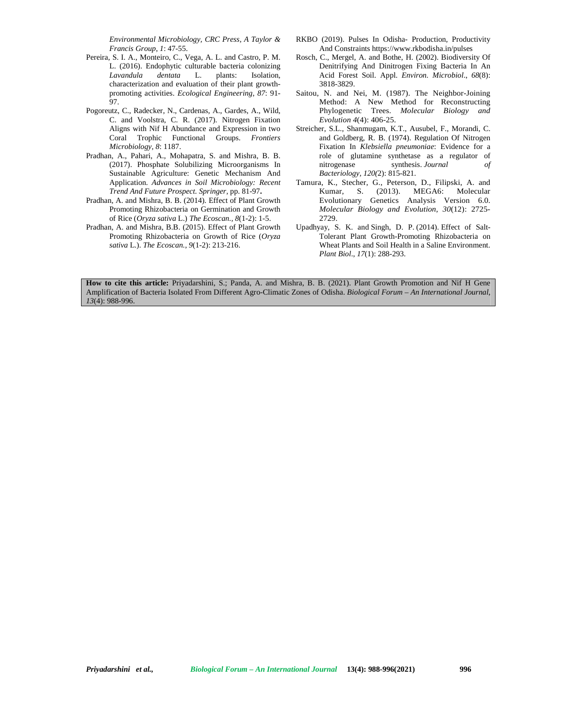*Environmental Microbiology, CRC Press, A Taylor & Francis Group, 1*: 47-55.

Pereira, S. I. A., Monteiro, C., Vega, A. L. and Castro, P. M. L. (2016). Endophytic culturable bacteria colonizing *Lavandula dentata* L. plants: Isolation, characterization and evaluation of their plant growth-promoting activities. *Ecological Engineering, 87*: 91-97.

Pogoreutz, C., Radecker, N., Cardenas, A., Gardes, A., Wild, C. and Voolstra, C. R. (2017). Nitrogen Fixation Aligns with Nif H Abundance and Expression in two Coral Trophic Functional Groups. *Frontiers Microbiology, 8*: 1187.

Pradhan, A., Pahari, A., Mohapatra, S. and Mishra, B. B. (2017). Phosphate Solubilizing Microorganisms In Sustainable Agriculture: Genetic Mechanism And Application. *Advances in Soil Microbiology: Recent Trend And Future Prospect. Springer*, pp. 81-97**.**

Pradhan, A. and Mishra, B. B. (2014). Effect of Plant Growth Promoting Rhizobacteria on Germination and Growth of Rice (*Oryza sativa* L.) *The Ecoscan., 8*(1-2): 1-5.

Pradhan, A. and Mishra, B.B. (2015). Effect of Plant Growth Promoting Rhizobacteria on Growth of Rice (*Oryza sativa* L.). *The Ecoscan., 9*(1-2): 213-216.

RKBO (2019). Pulses In Odisha- Production, Productivity And Constraints https://www.rkbodisha.in/pulses

Rosch, C., Mergel, A. and Bothe, H. (2002). Biodiversity Of Denitrifying And Dinitrogen Fixing Bacteria In An Acid Forest Soil. Appl. *Environ. Microbiol*., *68*(8): 3818-3829.

Saitou, N. and Nei, M. (1987). The Neighbor-Joining Method: A New Method for Reconstructing Phylogenetic Trees. *Molecular Biology and Evolution 4*(4): 406-25.

Streicher, S.L., Shanmugam, K.T., Ausubel, F., Morandi, C. and Goldberg, R. B. (1974). Regulation Of Nitrogen Fixation In *Klebsiella pneumoniae*: Evidence for a role of glutamine synthetase as a regulator of nitrogenase synthesis. *Journal of Bacteriology, 120(*2): 815-821.

Tamura, K., Stecher, G., Peterson, D., Filipski, A. and Kumar, S. (2013). MEGA6: Molecular Evolutionary Genetics Analysis Version 6.0. *Molecular Biology and Evolution*, *30*(12): 2725-2729.

Upadhyay, S. K. and Singh, D. P. (2014). Effect of Salt-Tolerant Plant Growth-Promoting Rhizobacteria on Wheat Plants and Soil Health in a Saline Environment. *Plant Biol*., *17*(1): 288-293.

**How to cite this article:** Priyadarshini, S.; Panda, A. and Mishra, B. B. (2021). Plant Growth Promotion and Nif H Gene Amplification of Bacteria Isolated From Different Agro-Climatic Zones of Odisha. *Biological Forum – An International Journal, 13*(4): 988-996.